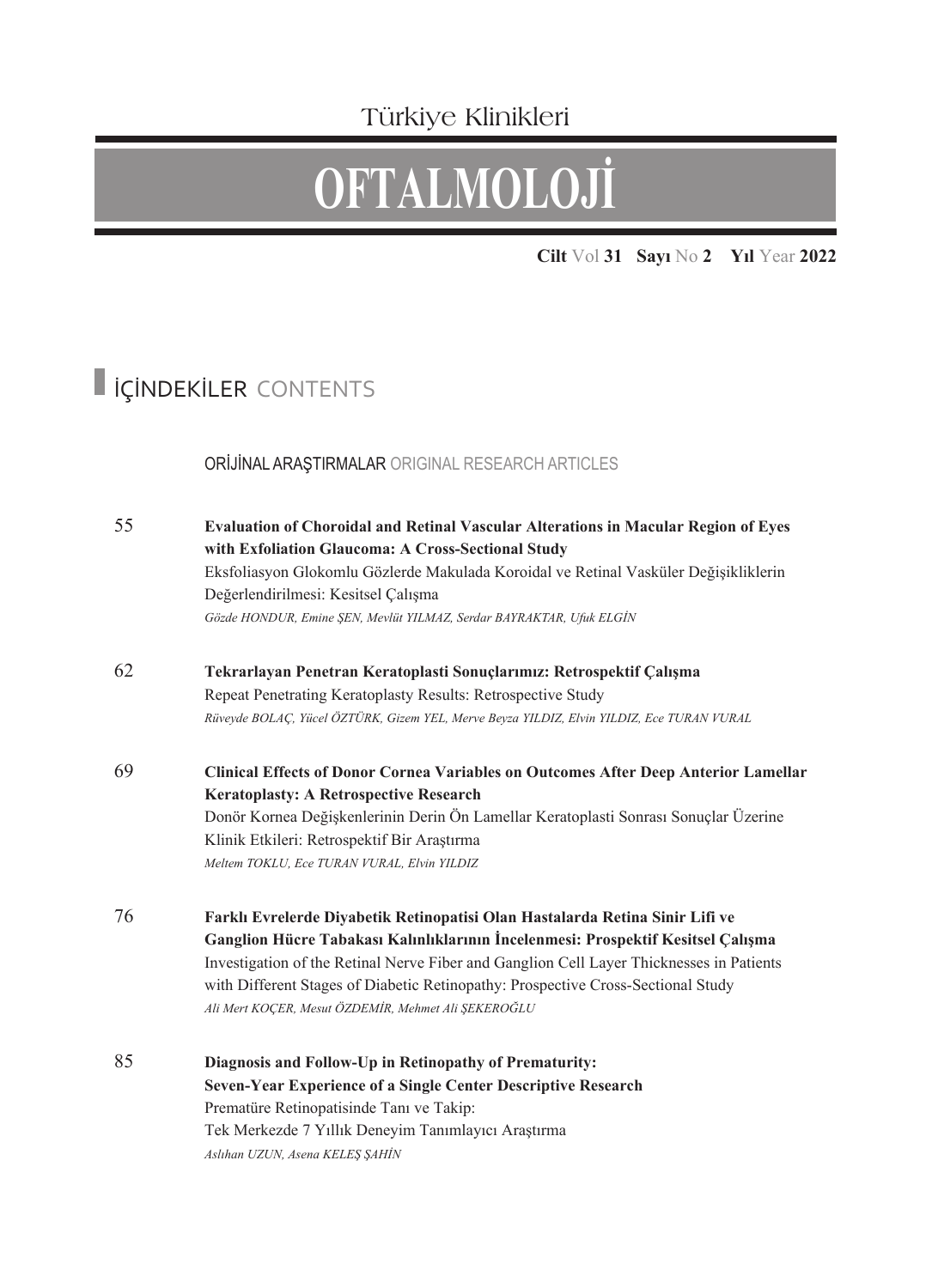Türkiye Klinikleri

# OFTALMOLOJİ

**Cilt** Vol **31** **Sayı** No **2** **Yıl** Year **2022**

## İÇİNDEKİLER CONTENTS

### ORİJİNAL ARAŞTIRMALAR ORIGINAL RESEARCH ARTICLES

55 **Evaluation of Choroidal and Retinal Vascular Alterations in Macular Region of Eyes with Exfoliation Glaucoma: A Cross-Sectional Study**
Eksfoliasyon Glokomlu Gözlerde Makulada Koroidal ve Retinal Vasküler Değişikliklerin Değerlendirilmesi: Kesitsel Çalışma
*Gözde HONDUR, Emine ŞEN, Mevlüt YILMAZ, Serdar BAYRAKTAR, Ufuk ELGİN*

62 **Tekrarlayan Penetran Keratoplasti Sonuçlarımız: Retrospektif Çalışma**
Repeat Penetrating Keratoplasty Results: Retrospective Study
*Rüveyde BOLAÇ, Yücel ÖZTÜRK, Gizem YEL, Merve Beyza YILDIZ, Elvin YILDIZ, Ece TURAN VURAL*

69 **Clinical Effects of Donor Cornea Variables on Outcomes After Deep Anterior Lamellar Keratoplasty: A Retrospective Research**
Donör Kornea Değişkenlerinin Derin Ön Lamellar Keratoplasti Sonrası Sonuçlar Üzerine Klinik Etkileri: Retrospektif Bir Araştırma
*Meltem TOKLU, Ece TURAN VURAL, Elvin YILDIZ*

76 **Farklı Evrelerde Diyabetik Retinopatisi Olan Hastalarda Retina Sinir Lifi ve Ganglion Hücre Tabakası Kalınlıklarının İncelenmesi: Prospektif Kesitsel Çalışma**
Investigation of the Retinal Nerve Fiber and Ganglion Cell Layer Thicknesses in Patients with Different Stages of Diabetic Retinopathy: Prospective Cross-Sectional Study
*Ali Mert KOÇER, Mesut ÖZDEMİR, Mehmet Ali ŞEKEROĞLU*

85 **Diagnosis and Follow-Up in Retinopathy of Prematurity: Seven-Year Experience of a Single Center Descriptive Research**
Prematüre Retinopatisinde Tanı ve Takip: Tek Merkezde 7 Yıllık Deneyim Tanımlayıcı Araştırma
*Aslıhan UZUN, Asena KELEŞ ŞAHİN*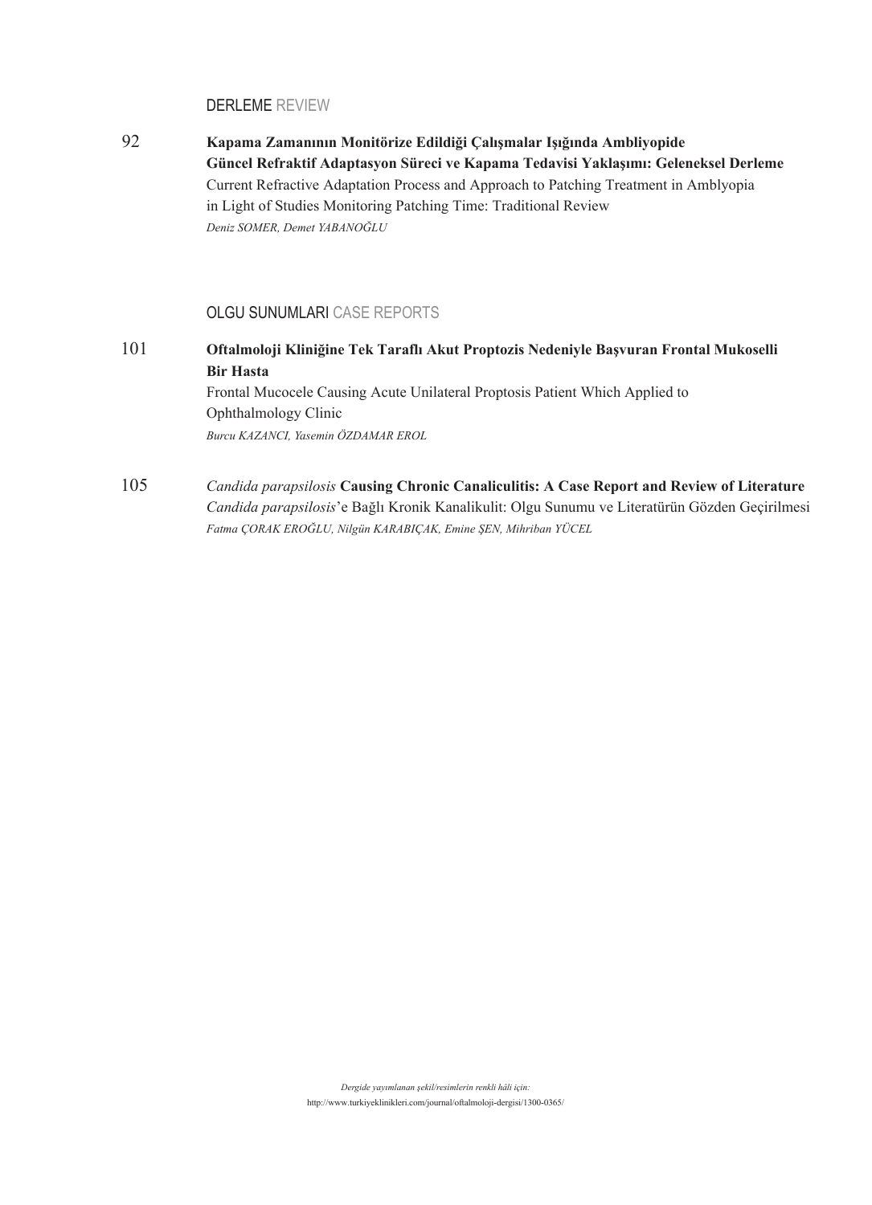## DERLEME REVIEW

92 **Kapama Zamanının Monitörize Edildiği Çalışmalar Işığında Ambliyopide Güncel Refraktif Adaptasyon Süreci ve Kapama Tedavisi Yaklaşımı: Geleneksel Derleme**
Current Refractive Adaptation Process and Approach to Patching Treatment in Amblyopia in Light of Studies Monitoring Patching Time: Traditional Review
*Deniz SOMER, Demet YABANOĞLU*

## OLGU SUNUMLARI CASE REPORTS

101 **Oftalmoloji Kliniğine Tek Taraflı Akut Proptozis Nedeniyle Başvuran Frontal Mukoselli Bir Hasta**
Frontal Mucocele Causing Acute Unilateral Proptosis Patient Which Applied to Ophthalmology Clinic
*Burcu KAZANCI, Yasemin ÖZDAMAR EROL*

105 ***Candida parapsilosis*** **Causing Chronic Canaliculitis: A Case Report and Review of Literature**
*Candida parapsilosis*'e Bağlı Kronik Kanalikulit: Olgu Sunumu ve Literatürün Gözden Geçirilmesi
*Fatma ÇORAK EROĞLU, Nilgün KARABIÇAK, Emine ŞEN, Mihriban YÜCEL*

*Dergide yayımlanan şekil/resimlerin renkli hâli için:*
http://www.turkiyeklinikleri.com/journal/oftalmoloji-dergisi/1300-0365/